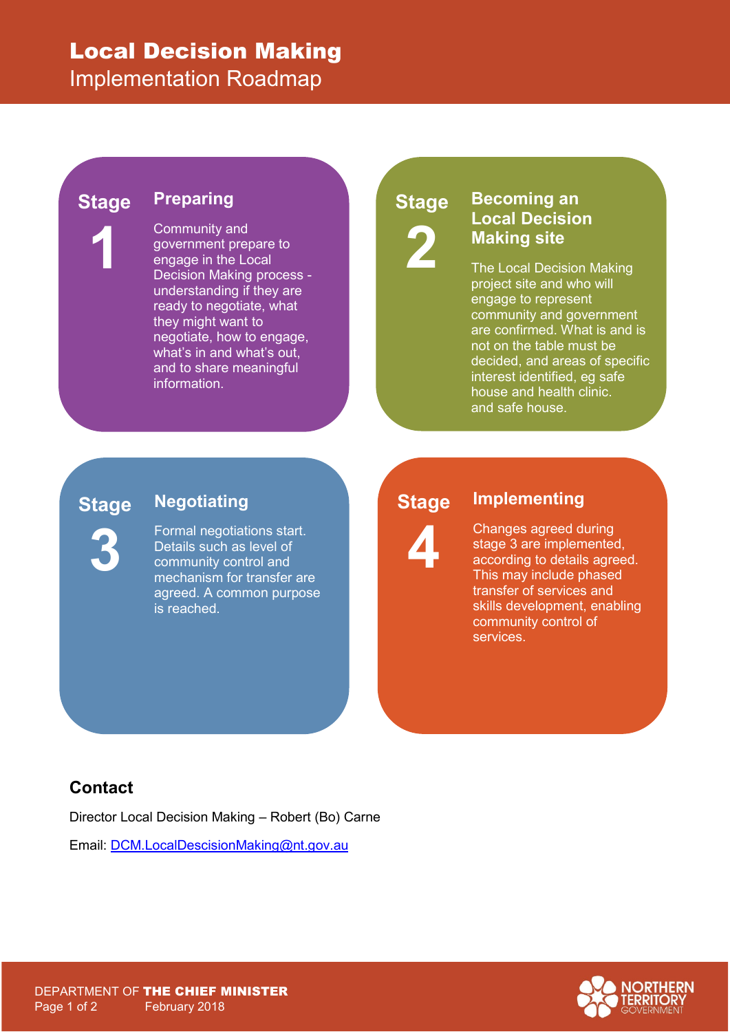# Local Decision Making

Implementation Roadmap

## Stage 1 — Preparing

Community and government prepare to engage in the Local Decision Making process - understanding if they are ready to negotiate, what they might want to negotiate, how to engage, what's in and what's out, and to share meaningful information.

## Stage 2 — Becoming an Local Decision Making site

The Local Decision Making project site and who will engage to represent community and government are confirmed. What is and is not on the table must be decided, and areas of specific interest identified, eg safe house and health clinic. and safe house.

## Stage 3 — Negotiating

Formal negotiations start. Details such as level of community control and mechanism for transfer are agreed. A common purpose is reached.

## Stage 4 — Implementing

Changes agreed during stage 3 are implemented, according to details agreed. This may include phased transfer of services and skills development, enabling community control of services.

## Contact

Director Local Decision Making – Robert (Bo) Carne

Email: [DCM.LocalDescisionMaking@nt.gov.au](mailto:DCM.LocalDescisionMaking@nt.gov.au)

DEPARTMENT OF **THE CHIEF MINISTER**

February 2018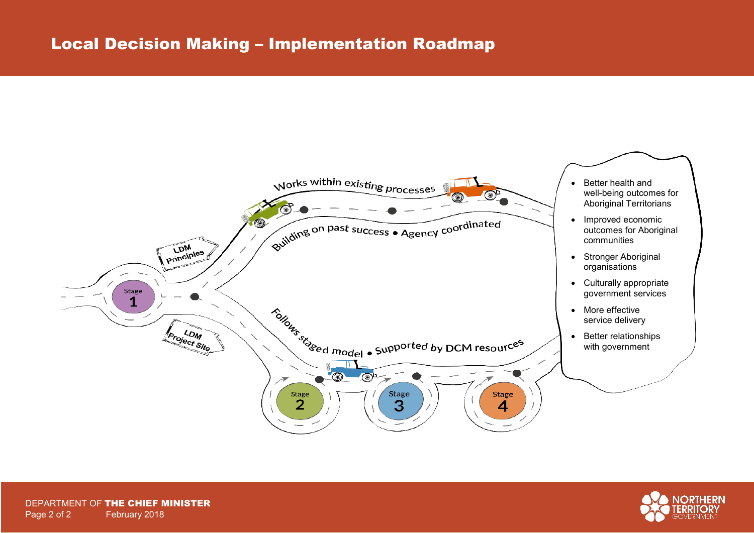# Local Decision Making – Implementation Roadmap

Works within existing processes

Building on past success • Agency coordinated

LDM Principles

Stage 1

LDM Project Site

Follows staged model • Supported by DCM resources

Stage 2

Stage 3

Stage 4

- Better health and well-being outcomes for Aboriginal Territorians
- Improved economic outcomes for Aboriginal communities
- Stronger Aboriginal organisations
- Culturally appropriate government services
- More effective service delivery
- Better relationships with government